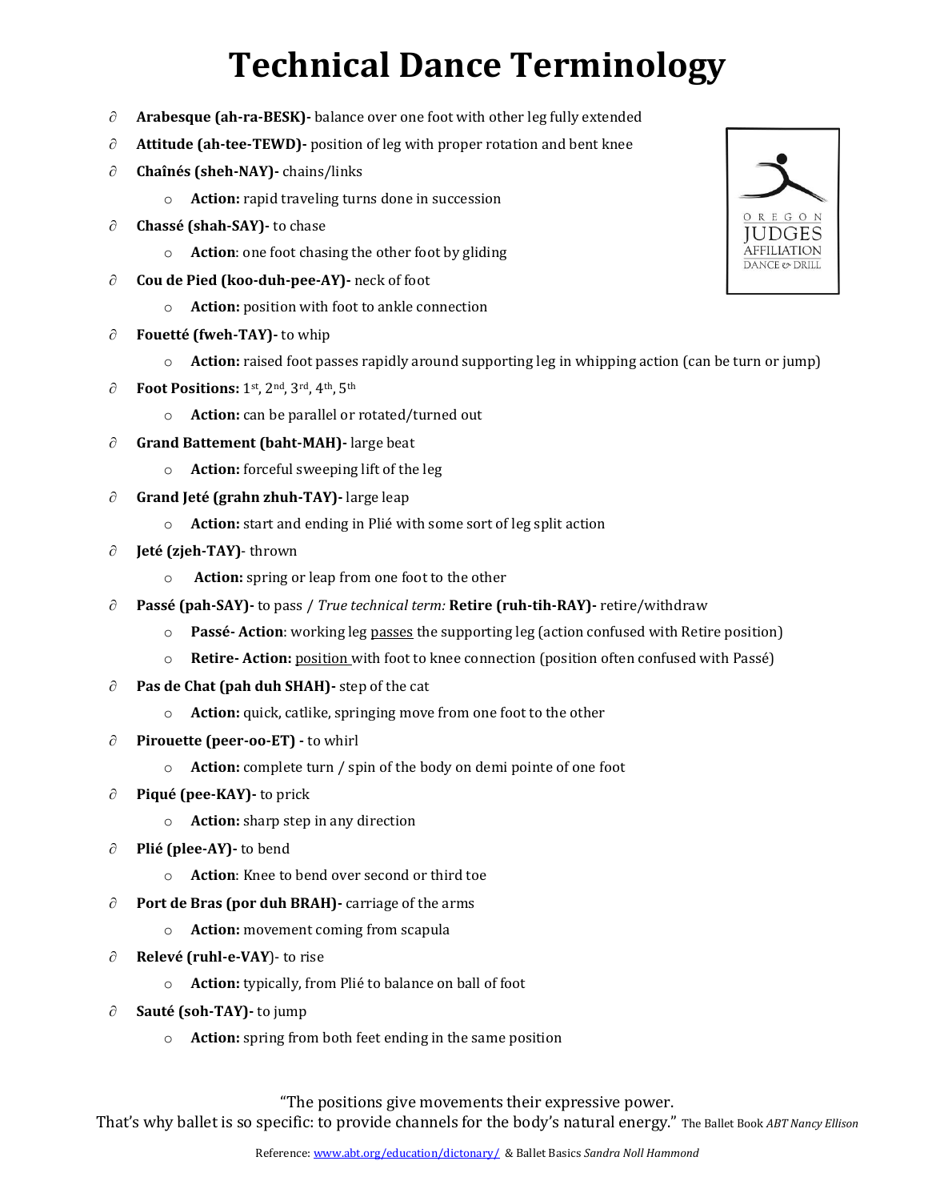# Technical Dance Terminology

OREGON JUDGES AFFILIATION DANCE & DRILL

- **Arabesque (ah-ra-BESK)-** balance over one foot with other leg fully extended
- **Attitude (ah-tee-TEWD)-** position of leg with proper rotation and bent knee
- **Chaînés (sheh-NAY)-** chains/links
  - **Action:** rapid traveling turns done in succession
- **Chassé (shah-SAY)-** to chase
  - **Action**: one foot chasing the other foot by gliding
- **Cou de Pied (koo-duh-pee-AY)-** neck of foot
  - **Action:** position with foot to ankle connection
- **Fouetté (fweh-TAY)-** to whip
  - **Action:** raised foot passes rapidly around supporting leg in whipping action (can be turn or jump)
- **Foot Positions:** 1st, 2nd, 3rd, 4th, 5th
  - **Action:** can be parallel or rotated/turned out
- **Grand Battement (baht-MAH)-** large beat
  - **Action:** forceful sweeping lift of the leg
- **Grand Jeté (grahn zhuh-TAY)-** large leap
  - **Action:** start and ending in Plié with some sort of leg split action
- **Jeté (zjeh-TAY)**- thrown
  - **Action:** spring or leap from one foot to the other
- **Passé (pah-SAY)-** to pass / *True technical term:* **Retire (ruh-tih-RAY)-** retire/withdraw
  - **Passé- Action**: working leg passes the supporting leg (action confused with Retire position)
  - **Retire- Action:** position with foot to knee connection (position often confused with Passé)
- **Pas de Chat (pah duh SHAH)-** step of the cat
  - **Action:** quick, catlike, springing move from one foot to the other
- **Pirouette (peer-oo-ET) -** to whirl
  - **Action:** complete turn / spin of the body on demi pointe of one foot
- **Piqué (pee-KAY)-** to prick
  - **Action:** sharp step in any direction
- **Plié (plee-AY)-** to bend
  - **Action**: Knee to bend over second or third toe
- **Port de Bras (por duh BRAH)-** carriage of the arms
  - **Action:** movement coming from scapula
- **Relevé (ruhl-e-VAY**)- to rise
  - **Action:** typically, from Plié to balance on ball of foot
- **Sauté (soh-TAY)-** to jump
  - **Action:** spring from both feet ending in the same position

"The positions give movements their expressive power.
That's why ballet is so specific: to provide channels for the body's natural energy." The Ballet Book *ABT Nancy Ellison*

Reference: www.abt.org/education/dictonary/ & Ballet Basics *Sandra Noll Hammond*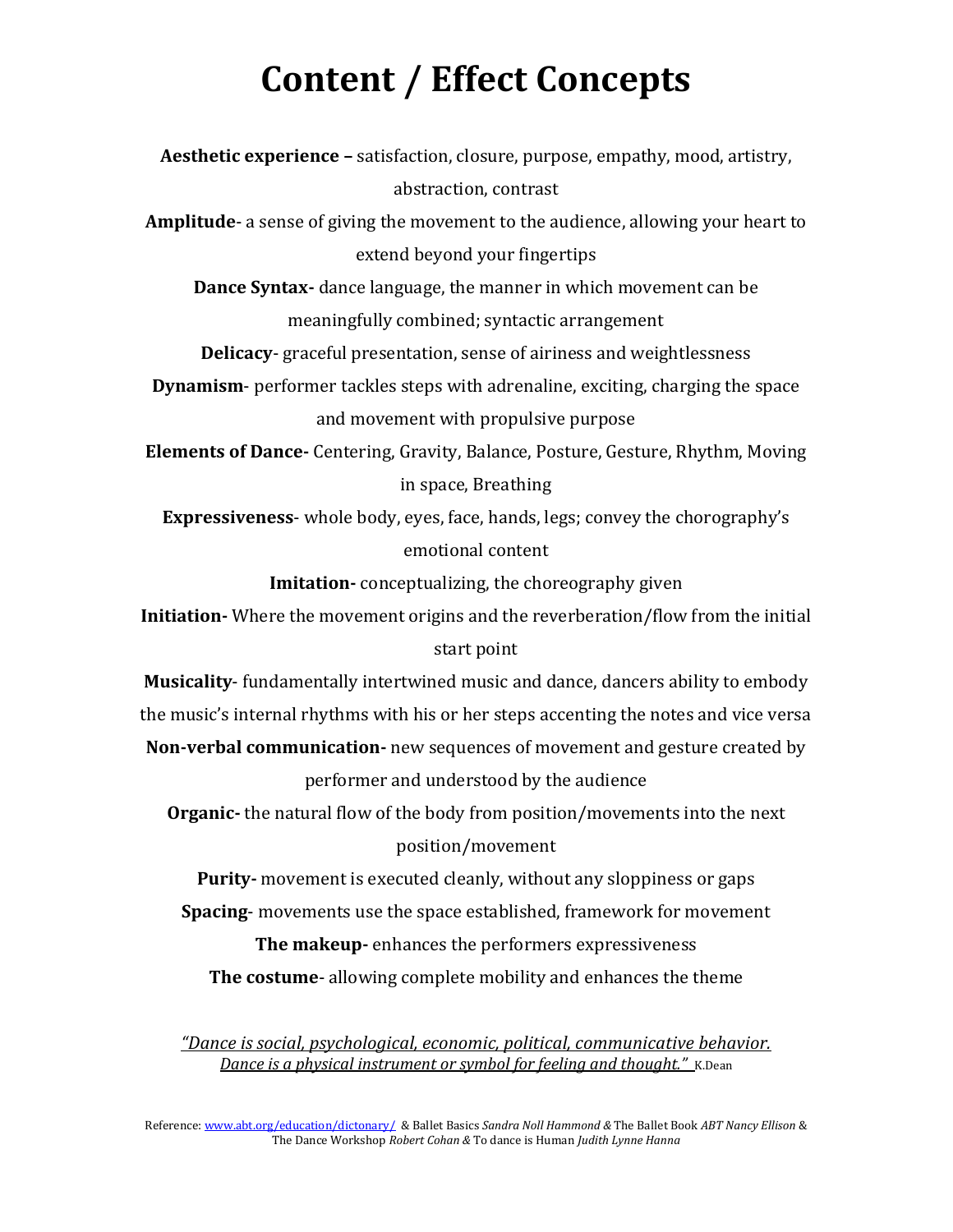# Content / Effect Concepts

**Aesthetic experience –** satisfaction, closure, purpose, empathy, mood, artistry, abstraction, contrast

**Amplitude**- a sense of giving the movement to the audience, allowing your heart to extend beyond your fingertips

**Dance Syntax-** dance language, the manner in which movement can be meaningfully combined; syntactic arrangement

**Delicacy**- graceful presentation, sense of airiness and weightlessness

**Dynamism**- performer tackles steps with adrenaline, exciting, charging the space and movement with propulsive purpose

**Elements of Dance-** Centering, Gravity, Balance, Posture, Gesture, Rhythm, Moving in space, Breathing

**Expressiveness**- whole body, eyes, face, hands, legs; convey the chorography's emotional content

**Imitation-** conceptualizing, the choreography given

**Initiation-** Where the movement origins and the reverberation/flow from the initial start point

**Musicality**- fundamentally intertwined music and dance, dancers ability to embody the music's internal rhythms with his or her steps accenting the notes and vice versa

**Non-verbal communication-** new sequences of movement and gesture created by performer and understood by the audience

**Organic-** the natural flow of the body from position/movements into the next position/movement

**Purity-** movement is executed cleanly, without any sloppiness or gaps

**Spacing**- movements use the space established, framework for movement

**The makeup-** enhances the performers expressiveness

**The costume**- allowing complete mobility and enhances the theme

*"Dance is social, psychological, economic, political, communicative behavior. Dance is a physical instrument or symbol for feeling and thought."* K.Dean

Reference: www.abt.org/education/dictonary/ & Ballet Basics *Sandra Noll Hammond &* The Ballet Book *ABT Nancy Ellison* & The Dance Workshop *Robert Cohan &* To dance is Human *Judith Lynne Hanna*